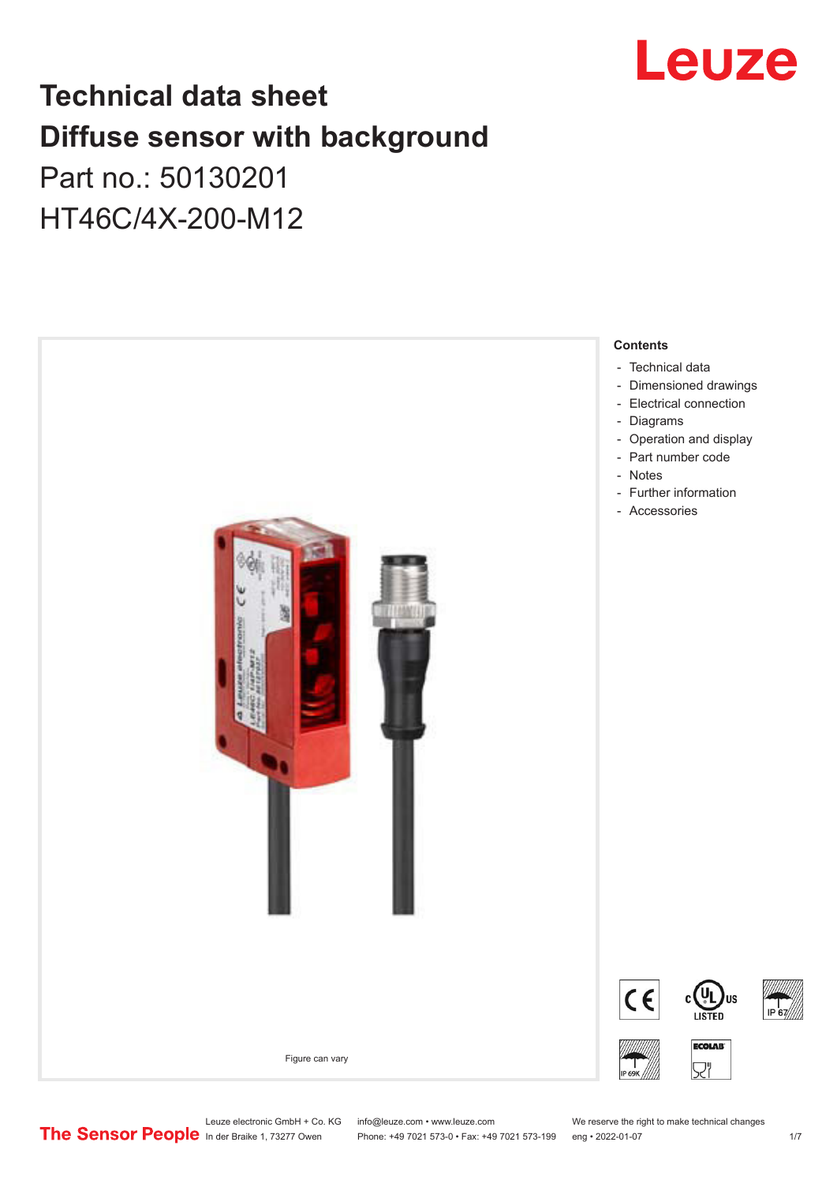# Technical data sheet
# Diffuse sensor with background

Part no.: 50130201

HT46C/4X-200-M12

Figure can vary

**Contents**

- Technical data
- Dimensioned drawings
- Electrical connection
- Diagrams
- Operation and display
- Part number code
- Notes
- Further information
- Accessories

Leuze electronic GmbH + Co. KG
In der Braike 1, 73277 Owen

info@leuze.com • www.leuze.com
Phone: +49 7021 573-0 • Fax: +49 7021 573-199

We reserve the right to make technical changes
eng • 2022-01-07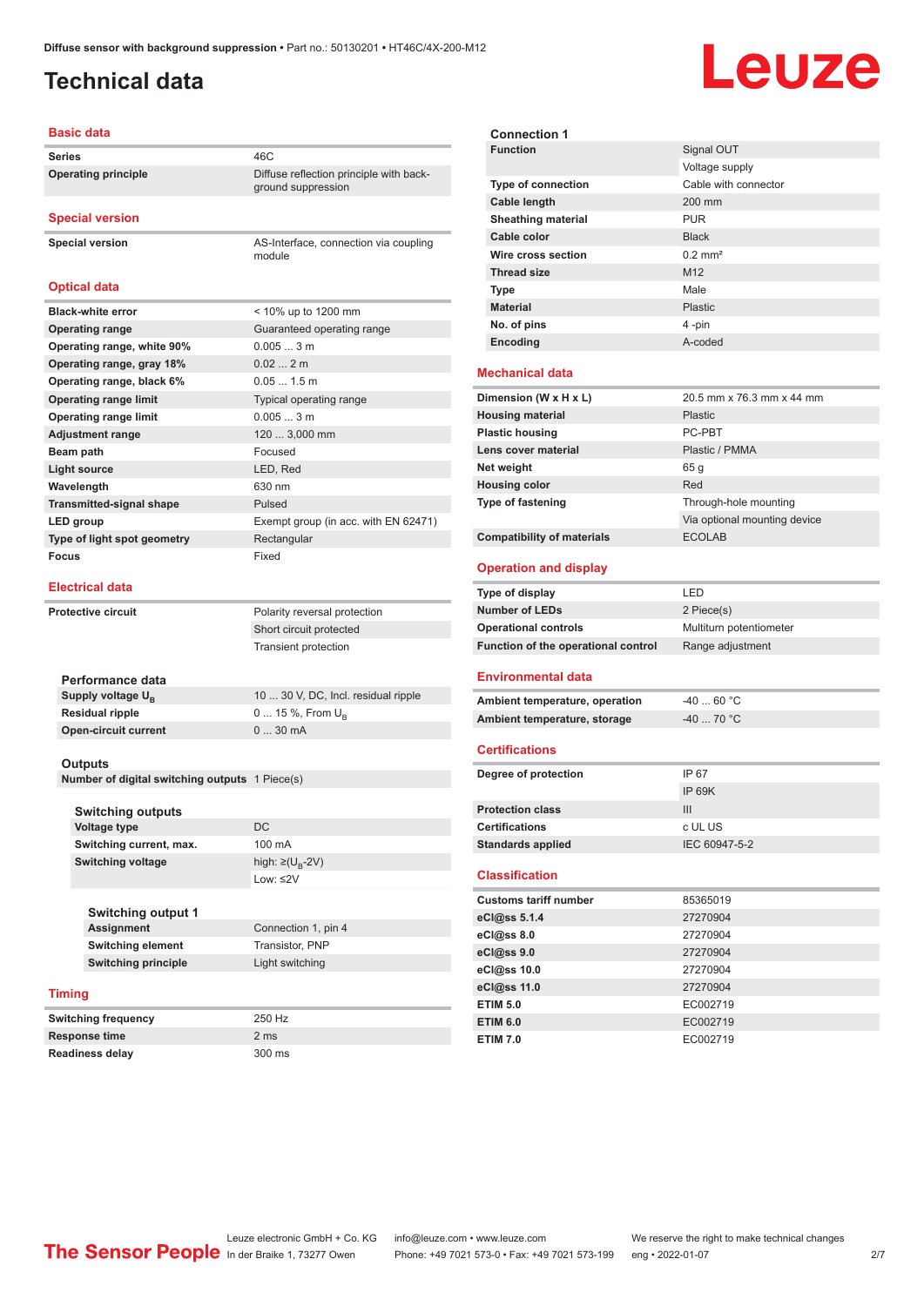# Technical data

## Basic data

| | |
|---|---|
| Series | 46C |
| Operating principle | Diffuse reflection principle with background suppression |

## Special version

| | |
|---|---|
| Special version | AS-Interface, connection via coupling module |

## Optical data

| | |
|---|---|
| Black-white error | < 10% up to 1200 mm |
| Operating range | Guaranteed operating range |
| Operating range, white 90% | 0.005 ... 3 m |
| Operating range, gray 18% | 0.02 ... 2 m |
| Operating range, black 6% | 0.05 ... 1.5 m |
| Operating range limit | Typical operating range |
| Operating range limit | 0.005 ... 3 m |
| Adjustment range | 120 ... 3,000 mm |
| Beam path | Focused |
| Light source | LED, Red |
| Wavelength | 630 nm |
| Transmitted-signal shape | Pulsed |
| LED group | Exempt group (in acc. with EN 62471) |
| Type of light spot geometry | Rectangular |
| Focus | Fixed |

## Electrical data

| | |
|---|---|
| Protective circuit | Polarity reversal protection |
| | Short circuit protected |
| | Transient protection |

### Performance data

| | |
|---|---|
| Supply voltage $U_B$ | 10 ... 30 V, DC, Incl. residual ripple |
| Residual ripple | 0 ... 15 %, From $U_B$ |
| Open-circuit current | 0 ... 30 mA |

### Outputs

| | |
|---|---|
| Number of digital switching outputs | 1 Piece(s) |

#### Switching outputs

| | |
|---|---|
| Voltage type | DC |
| Switching current, max. | 100 mA |
| Switching voltage | high: ≥($U_B$-2V) |
| | Low: ≤2V |

#### Switching output 1

| | |
|---|---|
| Assignment | Connection 1, pin 4 |
| Switching element | Transistor, PNP |
| Switching principle | Light switching |

## Timing

| | |
|---|---|
| Switching frequency | 250 Hz |
| Response time | 2 ms |
| Readiness delay | 300 ms |

### Connection 1

| | |
|---|---|
| Function | Signal OUT |
| | Voltage supply |
| Type of connection | Cable with connector |
| Cable length | 200 mm |
| Sheathing material | PUR |
| Cable color | Black |
| Wire cross section | 0.2 mm² |
| Thread size | M12 |
| Type | Male |
| Material | Plastic |
| No. of pins | 4 -pin |
| Encoding | A-coded |

## Mechanical data

| | |
|---|---|
| Dimension (W x H x L) | 20.5 mm x 76.3 mm x 44 mm |
| Housing material | Plastic |
| Plastic housing | PC-PBT |
| Lens cover material | Plastic / PMMA |
| Net weight | 65 g |
| Housing color | Red |
| Type of fastening | Through-hole mounting |
| | Via optional mounting device |
| Compatibility of materials | ECOLAB |

## Operation and display

| | |
|---|---|
| Type of display | LED |
| Number of LEDs | 2 Piece(s) |
| Operational controls | Multiturn potentiometer |
| Function of the operational control | Range adjustment |

## Environmental data

| | |
|---|---|
| Ambient temperature, operation | -40 ... 60 °C |
| Ambient temperature, storage | -40 ... 70 °C |

## Certifications

| | |
|---|---|
| Degree of protection | IP 67 |
| | IP 69K |
| Protection class | III |
| Certifications | c UL US |
| Standards applied | IEC 60947-5-2 |

## Classification

| | |
|---|---|
| Customs tariff number | 85365019 |
| eCl@ss 5.1.4 | 27270904 |
| eCl@ss 8.0 | 27270904 |
| eCl@ss 9.0 | 27270904 |
| eCl@ss 10.0 | 27270904 |
| eCl@ss 11.0 | 27270904 |
| ETIM 5.0 | EC002719 |
| ETIM 6.0 | EC002719 |
| ETIM 7.0 | EC002719 |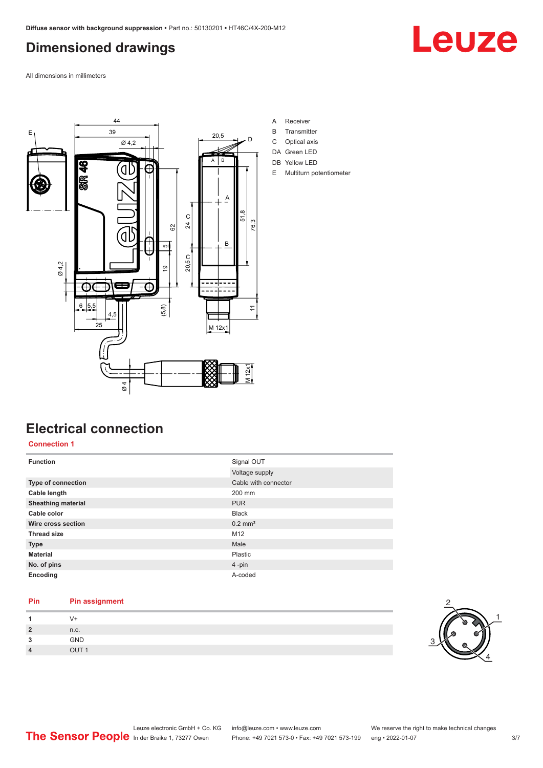# Dimensioned drawings

All dimensions in millimeters

A Receiver
B Transmitter
C Optical axis
DA Green LED
DB Yellow LED
E Multiturn potentiometer

# Electrical connection

## Connection 1

| | |
|---|---|
| **Function** | Signal OUT |
| | Voltage supply |
| **Type of connection** | Cable with connector |
| **Cable length** | 200 mm |
| **Sheathing material** | PUR |
| **Cable color** | Black |
| **Wire cross section** | 0.2 mm² |
| **Thread size** | M12 |
| **Type** | Male |
| **Material** | Plastic |
| **No. of pins** | 4 -pin |
| **Encoding** | A-coded |

| Pin | Pin assignment |
|---|---|
| **1** | V+ |
| **2** | n.c. |
| **3** | GND |
| **4** | OUT 1 |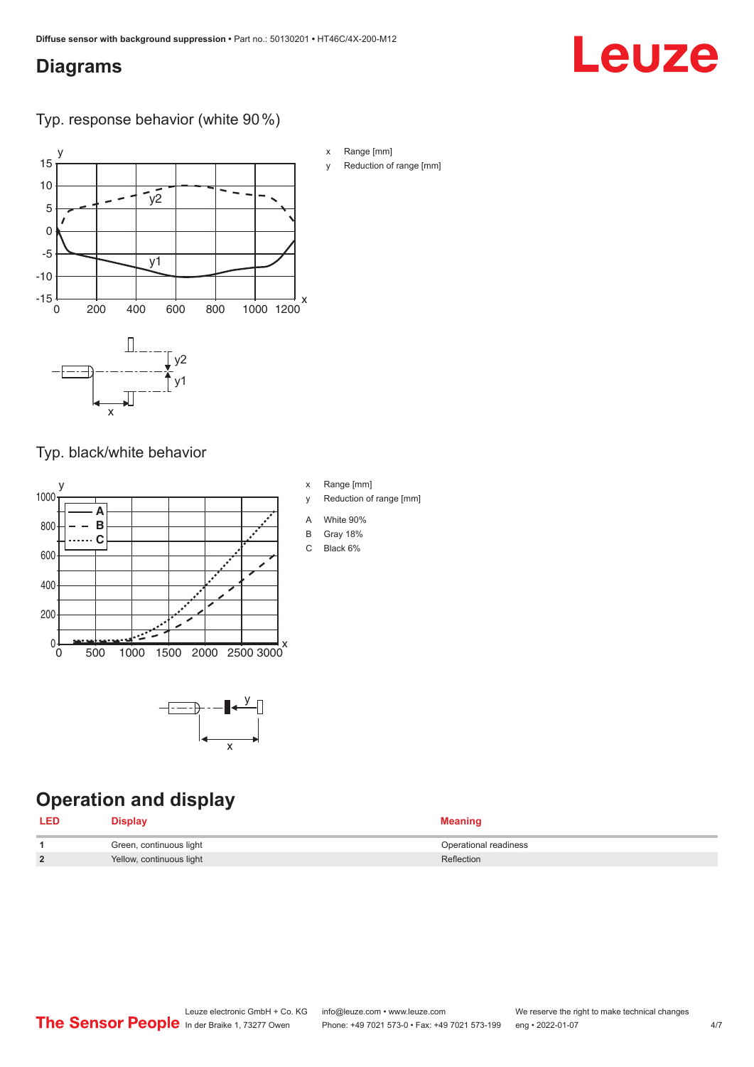## Diagrams

### Typ. response behavior (white 90 %)

x Range [mm]

y Reduction of range [mm]

### Typ. black/white behavior

x Range [mm]

y Reduction of range [mm]

A White 90%

B Gray 18%

C Black 6%

## Operation and display

| LED | Display | Meaning |
|---|---|---|
| 1 | Green, continuous light | Operational readiness |
| 2 | Yellow, continuous light | Reflection |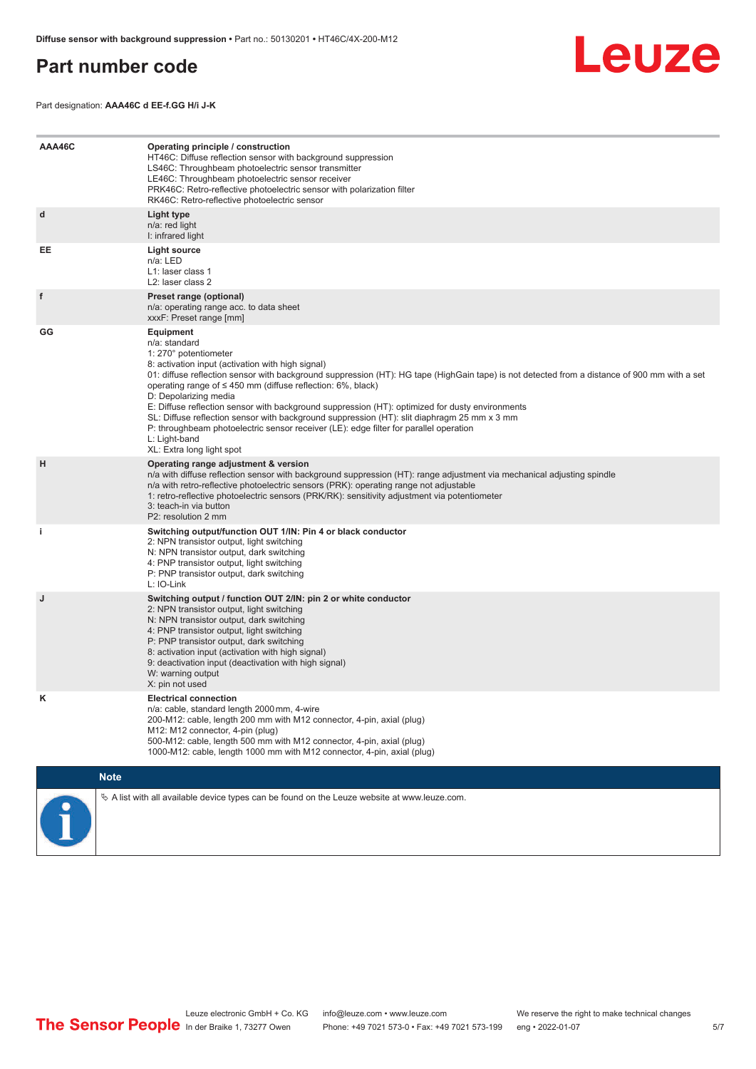# Part number code

Part designation: **AAA46C d EE-f.GG H/i J-K**

| | |
|---|---|
| **AAA46C** | **Operating principle / construction**<br>HT46C: Diffuse reflection sensor with background suppression<br>LS46C: Throughbeam photoelectric sensor transmitter<br>LE46C: Throughbeam photoelectric sensor receiver<br>PRK46C: Retro-reflective photoelectric sensor with polarization filter<br>RK46C: Retro-reflective photoelectric sensor |
| **d** | **Light type**<br>n/a: red light<br>I: infrared light |
| **EE** | **Light source**<br>n/a: LED<br>L1: laser class 1<br>L2: laser class 2 |
| **f** | **Preset range (optional)**<br>n/a: operating range acc. to data sheet<br>xxxF: Preset range [mm] |
| **GG** | **Equipment**<br>n/a: standard<br>1: 270° potentiometer<br>8: activation input (activation with high signal)<br>01: diffuse reflection sensor with background suppression (HT): HG tape (HighGain tape) is not detected from a distance of 900 mm with a set operating range of ≤ 450 mm (diffuse reflection: 6%, black)<br>D: Depolarizing media<br>E: Diffuse reflection sensor with background suppression (HT): optimized for dusty environments<br>SL: Diffuse reflection sensor with background suppression (HT): slit diaphragm 25 mm x 3 mm<br>P: throughbeam photoelectric sensor receiver (LE): edge filter for parallel operation<br>L: Light-band<br>XL: Extra long light spot |
| **H** | **Operating range adjustment & version**<br>n/a with diffuse reflection sensor with background suppression (HT): range adjustment via mechanical adjusting spindle<br>n/a with retro-reflective photoelectric sensors (PRK): operating range not adjustable<br>1: retro-reflective photoelectric sensors (PRK/RK): sensitivity adjustment via potentiometer<br>3: teach-in via button<br>P2: resolution 2 mm |
| **i** | **Switching output/function OUT 1/IN: Pin 4 or black conductor**<br>2: NPN transistor output, light switching<br>N: NPN transistor output, dark switching<br>4: PNP transistor output, light switching<br>P: PNP transistor output, dark switching<br>L: IO-Link |
| **J** | **Switching output / function OUT 2/IN: pin 2 or white conductor**<br>2: NPN transistor output, light switching<br>N: NPN transistor output, dark switching<br>4: PNP transistor output, light switching<br>P: PNP transistor output, dark switching<br>8: activation input (activation with high signal)<br>9: deactivation input (deactivation with high signal)<br>W: warning output<br>X: pin not used |
| **K** | **Electrical connection**<br>n/a: cable, standard length 2000 mm, 4-wire<br>200-M12: cable, length 200 mm with M12 connector, 4-pin, axial (plug)<br>M12: M12 connector, 4-pin (plug)<br>500-M12: cable, length 500 mm with M12 connector, 4-pin, axial (plug)<br>1000-M12: cable, length 1000 mm with M12 connector, 4-pin, axial (plug) |

**Note**

↳ A list with all available device types can be found on the Leuze website at www.leuze.com.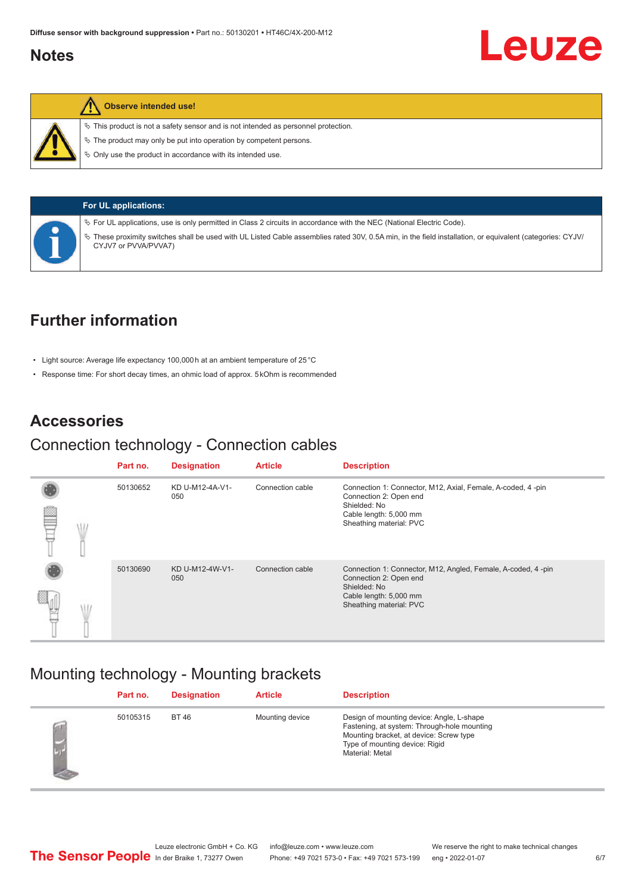## Notes

**Observe intended use!**

- This product is not a safety sensor and is not intended as personnel protection.
- The product may only be put into operation by competent persons.
- Only use the product in accordance with its intended use.

**For UL applications:**

- For UL applications, use is only permitted in Class 2 circuits in accordance with the NEC (National Electric Code).
- These proximity switches shall be used with UL Listed Cable assemblies rated 30V, 0.5A min, in the field installation, or equivalent (categories: CYJV/CYJV7 or PVVA/PVVA7)

## Further information

- Light source: Average life expectancy 100,000 h at an ambient temperature of 25 °C
- Response time: For short decay times, an ohmic load of approx. 5 kOhm is recommended

## Accessories

### Connection technology - Connection cables

| Part no. | Designation | Article | Description |
|---|---|---|---|
| 50130652 | KD U-M12-4A-V1-050 | Connection cable | Connection 1: Connector, M12, Axial, Female, A-coded, 4 -pin<br>Connection 2: Open end<br>Shielded: No<br>Cable length: 5,000 mm<br>Sheathing material: PVC |
| 50130690 | KD U-M12-4W-V1-050 | Connection cable | Connection 1: Connector, M12, Angled, Female, A-coded, 4 -pin<br>Connection 2: Open end<br>Shielded: No<br>Cable length: 5,000 mm<br>Sheathing material: PVC |

### Mounting technology - Mounting brackets

| Part no. | Designation | Article | Description |
|---|---|---|---|
| 50105315 | BT 46 | Mounting device | Design of mounting device: Angle, L-shape<br>Fastening, at system: Through-hole mounting<br>Mounting bracket, at device: Screw type<br>Type of mounting device: Rigid<br>Material: Metal |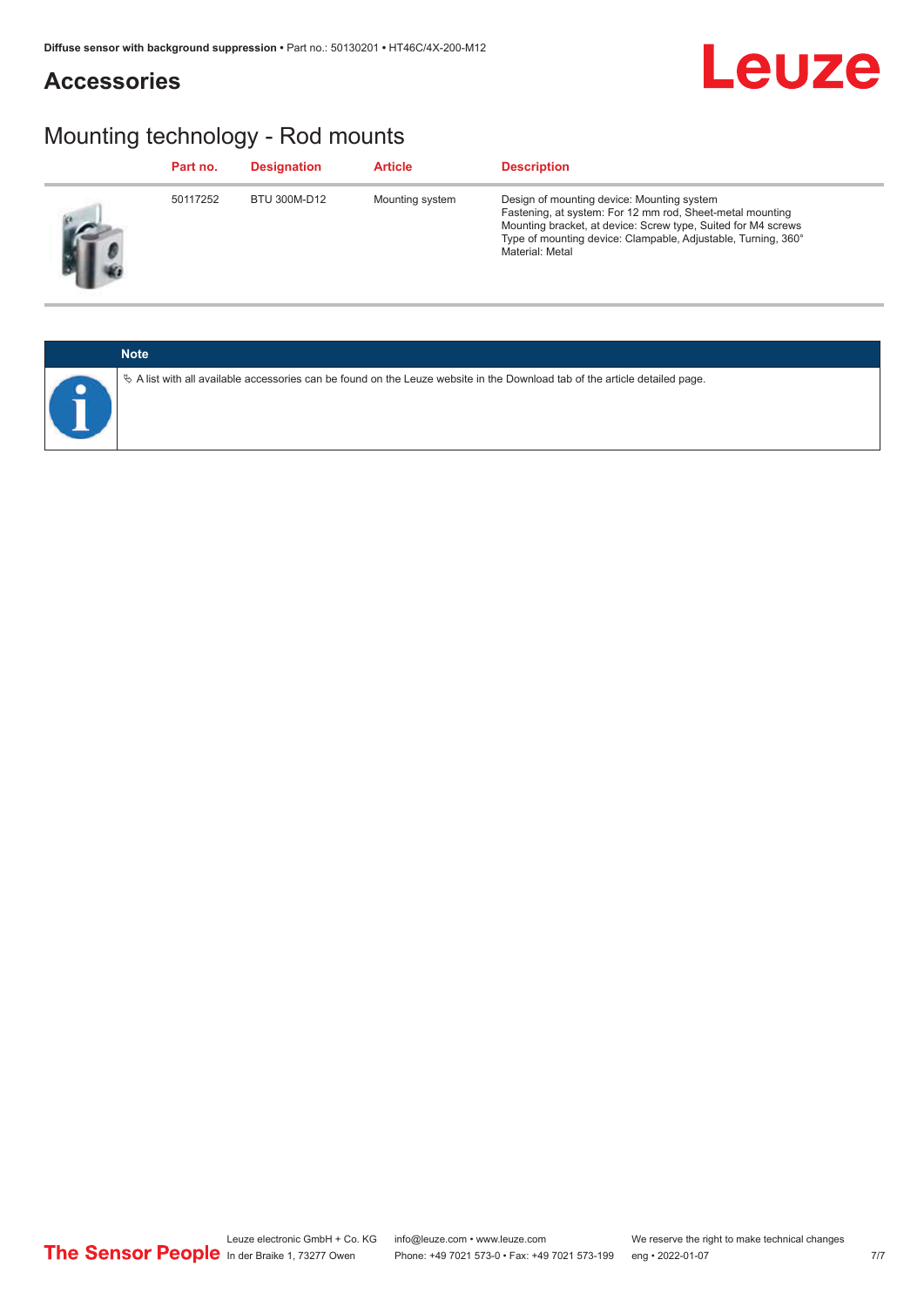## Accessories

# Mounting technology - Rod mounts

| | Part no. | Designation | Article | Description |
|---|---|---|---|---|
| | 50117252 | BTU 300M-D12 | Mounting system | Design of mounting device: Mounting system<br>Fastening, at system: For 12 mm rod, Sheet-metal mounting<br>Mounting bracket, at device: Screw type, Suited for M4 screws<br>Type of mounting device: Clampable, Adjustable, Turning, 360°<br>Material: Metal |

**Note**

↳ A list with all available accessories can be found on the Leuze website in the Download tab of the article detailed page.